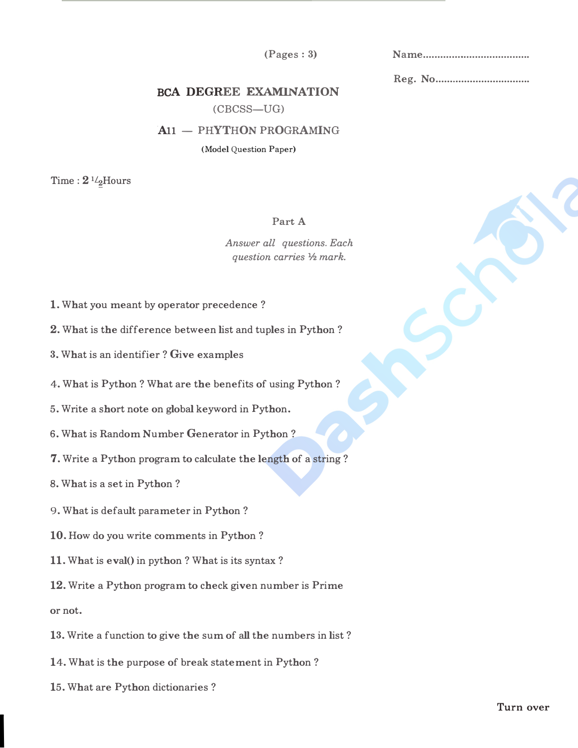(Pages : 3)

Name.....................................

Reg. No.................................

# BCA DEGREE EXAMINATION

(CBCSS—UG)

## A11 — PHYTHON PROGRAMING

**(Model Question Paper)**

Time : 2 ½ Hours

### Part A

*Answer all questions. Each question carries ½ mark.*

1. What you meant by operator precedence ?

2. What is the difference between list and tuples in Python ?

3. What is an identifier ? Give examples

4. What is Python ? What are the benefits of using Python ?

5. Write a short note on global keyword in Python.

6. What is Random Number Generator in Python ?

7. Write a Python program to calculate the length of a string ?

8. What is a set in Python ?

9. What is default parameter in Python ?

10. How do you write comments in Python ?

11. What is eval() in python ? What is its syntax ?

12. Write a Python program to check given number is Prime or not.

13. Write a function to give the sum of all the numbers in list ?

14. What is the purpose of break statement in Python ?

15. What are Python dictionaries ?

Turn over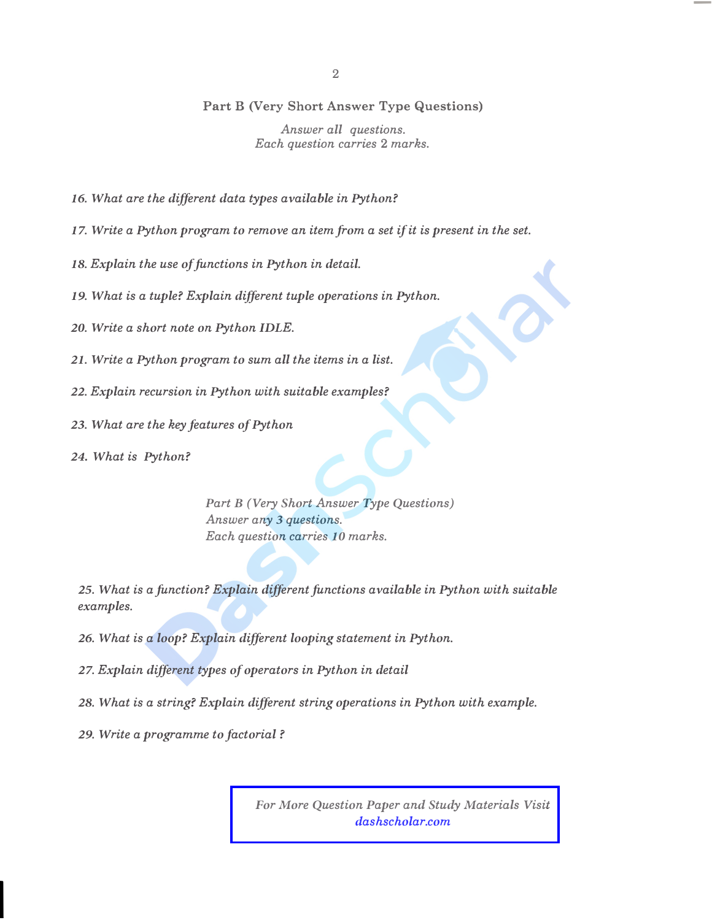## Part B (Very Short Answer Type Questions)

*Answer all questions.*
*Each question carries 2 marks.*

16. *What are the different data types available in Python?*

17. *Write a Python program to remove an item from a set if it is present in the set.*

18. *Explain the use of functions in Python in detail.*

19. *What is a tuple? Explain different tuple operations in Python.*

20. *Write a short note on Python IDLE.*

21. *Write a Python program to sum all the items in a list.*

22. *Explain recursion in Python with suitable examples?*

23. *What are the key features of Python*

24. *What is Python?*

*Part B (Very Short Answer Type Questions)*
*Answer any 3 questions.*
*Each question carries 10 marks.*

25. *What is a function? Explain different functions available in Python with suitable examples.*

26. *What is a loop? Explain different looping statement in Python.*

27. *Explain different types of operators in Python in detail*

28. *What is a string? Explain different string operations in Python with example.*

29. *Write a programme to factorial ?*

*For More Question Paper and Study Materials Visit*
*dashscholar.com*